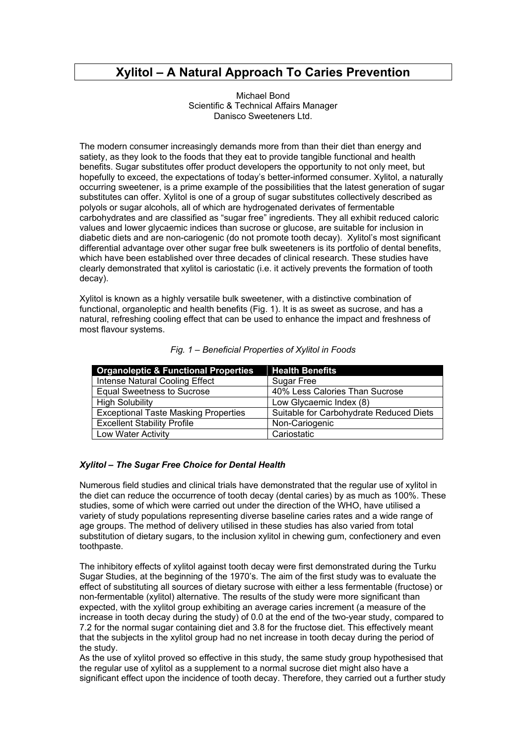# Xylitol – A Natural Approach To Caries Prevention

Michael Bond
Scientific & Technical Affairs Manager
Danisco Sweeteners Ltd.

The modern consumer increasingly demands more from than their diet than energy and satiety, as they look to the foods that they eat to provide tangible functional and health benefits. Sugar substitutes offer product developers the opportunity to not only meet, but hopefully to exceed, the expectations of today's better-informed consumer. Xylitol, a naturally occurring sweetener, is a prime example of the possibilities that the latest generation of sugar substitutes can offer. Xylitol is one of a group of sugar substitutes collectively described as polyols or sugar alcohols, all of which are hydrogenated derivates of fermentable carbohydrates and are classified as "sugar free" ingredients. They all exhibit reduced caloric values and lower glycaemic indices than sucrose or glucose, are suitable for inclusion in diabetic diets and are non-cariogenic (do not promote tooth decay). Xylitol's most significant differential advantage over other sugar free bulk sweeteners is its portfolio of dental benefits, which have been established over three decades of clinical research. These studies have clearly demonstrated that xylitol is cariostatic (i.e. it actively prevents the formation of tooth decay).

Xylitol is known as a highly versatile bulk sweetener, with a distinctive combination of functional, organoleptic and health benefits (Fig. 1). It is as sweet as sucrose, and has a natural, refreshing cooling effect that can be used to enhance the impact and freshness of most flavour systems.

*Fig. 1 – Beneficial Properties of Xylitol in Foods*

| Organoleptic & Functional Properties | Health Benefits |
|---|---|
| Intense Natural Cooling Effect | Sugar Free |
| Equal Sweetness to Sucrose | 40% Less Calories Than Sucrose |
| High Solubility | Low Glycaemic Index (8) |
| Exceptional Taste Masking Properties | Suitable for Carbohydrate Reduced Diets |
| Excellent Stability Profile | Non-Cariogenic |
| Low Water Activity | Cariostatic |

### *Xylitol – The Sugar Free Choice for Dental Health*

Numerous field studies and clinical trials have demonstrated that the regular use of xylitol in the diet can reduce the occurrence of tooth decay (dental caries) by as much as 100%. These studies, some of which were carried out under the direction of the WHO, have utilised a variety of study populations representing diverse baseline caries rates and a wide range of age groups. The method of delivery utilised in these studies has also varied from total substitution of dietary sugars, to the inclusion xylitol in chewing gum, confectionery and even toothpaste.

The inhibitory effects of xylitol against tooth decay were first demonstrated during the Turku Sugar Studies, at the beginning of the 1970's. The aim of the first study was to evaluate the effect of substituting all sources of dietary sucrose with either a less fermentable (fructose) or non-fermentable (xylitol) alternative. The results of the study were more significant than expected, with the xylitol group exhibiting an average caries increment (a measure of the increase in tooth decay during the study) of 0.0 at the end of the two-year study, compared to 7.2 for the normal sugar containing diet and 3.8 for the fructose diet. This effectively meant that the subjects in the xylitol group had no net increase in tooth decay during the period of the study.

As the use of xylitol proved so effective in this study, the same study group hypothesised that the regular use of xylitol as a supplement to a normal sucrose diet might also have a significant effect upon the incidence of tooth decay. Therefore, they carried out a further study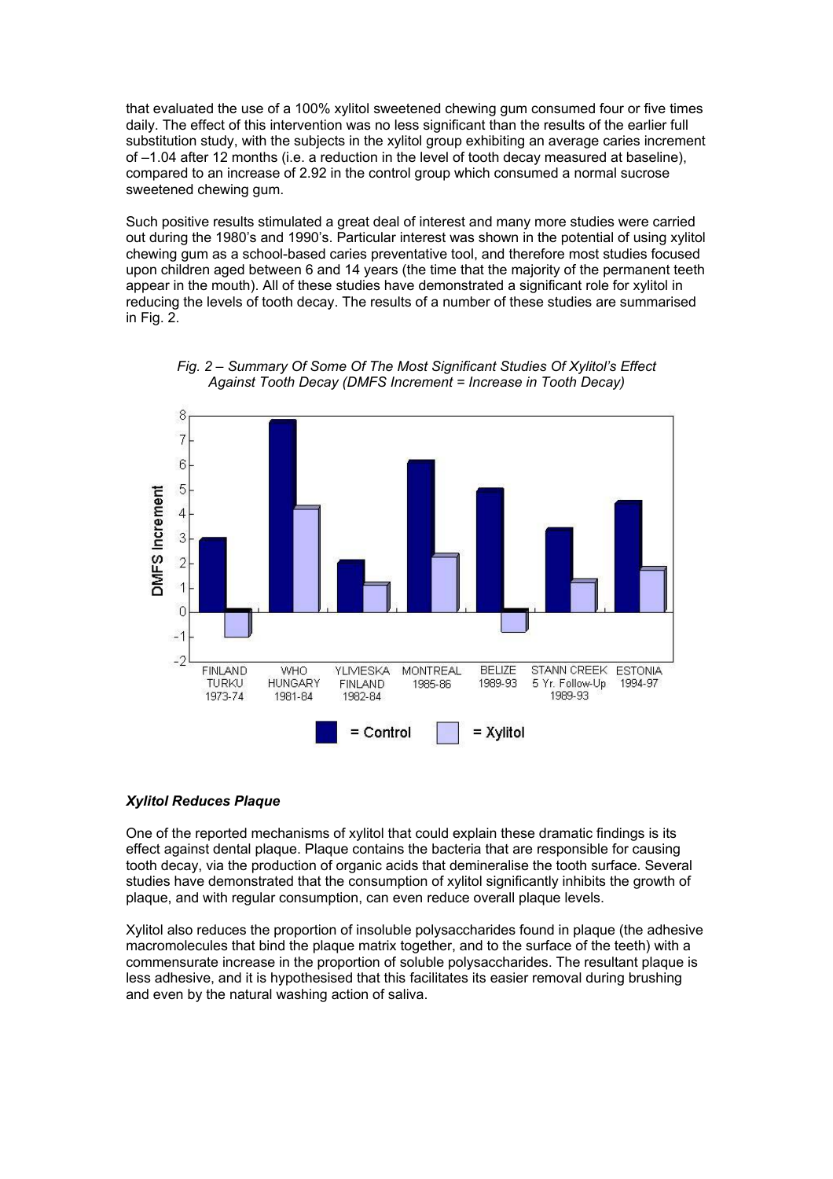that evaluated the use of a 100% xylitol sweetened chewing gum consumed four or five times daily. The effect of this intervention was no less significant than the results of the earlier full substitution study, with the subjects in the xylitol group exhibiting an average caries increment of –1.04 after 12 months (i.e. a reduction in the level of tooth decay measured at baseline), compared to an increase of 2.92 in the control group which consumed a normal sucrose sweetened chewing gum.

Such positive results stimulated a great deal of interest and many more studies were carried out during the 1980's and 1990's. Particular interest was shown in the potential of using xylitol chewing gum as a school-based caries preventative tool, and therefore most studies focused upon children aged between 6 and 14 years (the time that the majority of the permanent teeth appear in the mouth). All of these studies have demonstrated a significant role for xylitol in reducing the levels of tooth decay. The results of a number of these studies are summarised in Fig. 2.

*Fig. 2 – Summary Of Some Of The Most Significant Studies Of Xylitol's Effect Against Tooth Decay (DMFS Increment = Increase in Tooth Decay)*

### *Xylitol Reduces Plaque*

One of the reported mechanisms of xylitol that could explain these dramatic findings is its effect against dental plaque. Plaque contains the bacteria that are responsible for causing tooth decay, via the production of organic acids that demineralise the tooth surface. Several studies have demonstrated that the consumption of xylitol significantly inhibits the growth of plaque, and with regular consumption, can even reduce overall plaque levels.

Xylitol also reduces the proportion of insoluble polysaccharides found in plaque (the adhesive macromolecules that bind the plaque matrix together, and to the surface of the teeth) with a commensurate increase in the proportion of soluble polysaccharides. The resultant plaque is less adhesive, and it is hypothesised that this facilitates its easier removal during brushing and even by the natural washing action of saliva.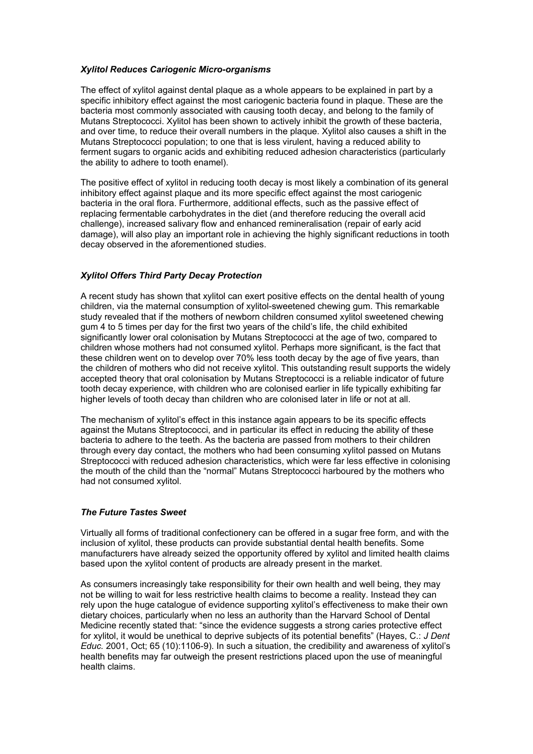### *Xylitol Reduces Cariogenic Micro-organisms*

The effect of xylitol against dental plaque as a whole appears to be explained in part by a specific inhibitory effect against the most cariogenic bacteria found in plaque. These are the bacteria most commonly associated with causing tooth decay, and belong to the family of Mutans Streptococci. Xylitol has been shown to actively inhibit the growth of these bacteria, and over time, to reduce their overall numbers in the plaque. Xylitol also causes a shift in the Mutans Streptococci population; to one that is less virulent, having a reduced ability to ferment sugars to organic acids and exhibiting reduced adhesion characteristics (particularly the ability to adhere to tooth enamel).

The positive effect of xylitol in reducing tooth decay is most likely a combination of its general inhibitory effect against plaque and its more specific effect against the most cariogenic bacteria in the oral flora. Furthermore, additional effects, such as the passive effect of replacing fermentable carbohydrates in the diet (and therefore reducing the overall acid challenge), increased salivary flow and enhanced remineralisation (repair of early acid damage), will also play an important role in achieving the highly significant reductions in tooth decay observed in the aforementioned studies.

### *Xylitol Offers Third Party Decay Protection*

A recent study has shown that xylitol can exert positive effects on the dental health of young children, via the maternal consumption of xylitol-sweetened chewing gum. This remarkable study revealed that if the mothers of newborn children consumed xylitol sweetened chewing gum 4 to 5 times per day for the first two years of the child's life, the child exhibited significantly lower oral colonisation by Mutans Streptococci at the age of two, compared to children whose mothers had not consumed xylitol. Perhaps more significant, is the fact that these children went on to develop over 70% less tooth decay by the age of five years, than the children of mothers who did not receive xylitol. This outstanding result supports the widely accepted theory that oral colonisation by Mutans Streptococci is a reliable indicator of future tooth decay experience, with children who are colonised earlier in life typically exhibiting far higher levels of tooth decay than children who are colonised later in life or not at all.

The mechanism of xylitol's effect in this instance again appears to be its specific effects against the Mutans Streptococci, and in particular its effect in reducing the ability of these bacteria to adhere to the teeth. As the bacteria are passed from mothers to their children through every day contact, the mothers who had been consuming xylitol passed on Mutans Streptococci with reduced adhesion characteristics, which were far less effective in colonising the mouth of the child than the "normal" Mutans Streptococci harboured by the mothers who had not consumed xylitol.

### *The Future Tastes Sweet*

Virtually all forms of traditional confectionery can be offered in a sugar free form, and with the inclusion of xylitol, these products can provide substantial dental health benefits. Some manufacturers have already seized the opportunity offered by xylitol and limited health claims based upon the xylitol content of products are already present in the market.

As consumers increasingly take responsibility for their own health and well being, they may not be willing to wait for less restrictive health claims to become a reality. Instead they can rely upon the huge catalogue of evidence supporting xylitol's effectiveness to make their own dietary choices, particularly when no less an authority than the Harvard School of Dental Medicine recently stated that: "since the evidence suggests a strong caries protective effect for xylitol, it would be unethical to deprive subjects of its potential benefits" (Hayes, C.: *J Dent Educ.* 2001, Oct; 65 (10):1106-9). In such a situation, the credibility and awareness of xylitol's health benefits may far outweigh the present restrictions placed upon the use of meaningful health claims.